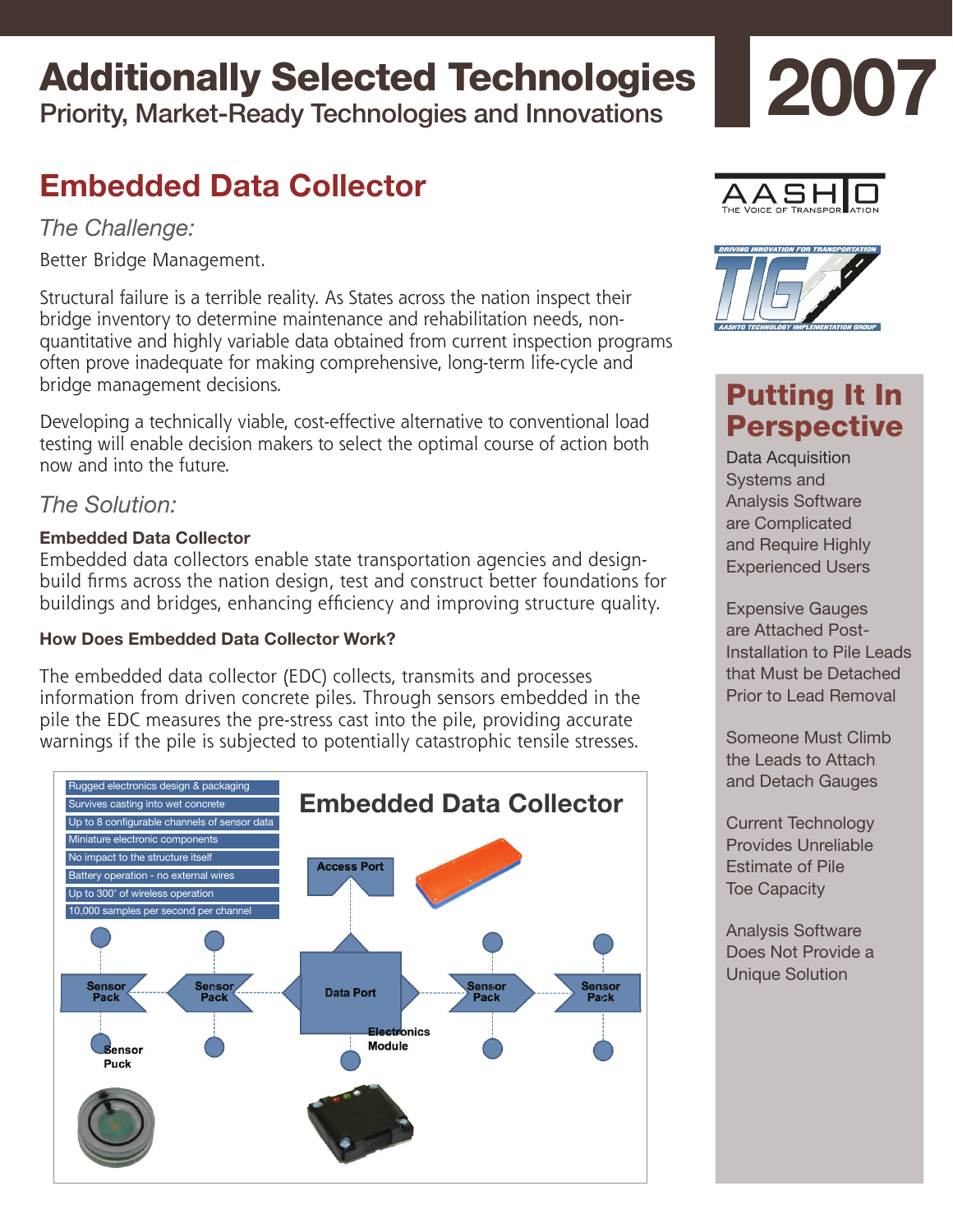# Additionally Selected Technologies

Priority, Market-Ready Technologies and Innovations

2007

## Embedded Data Collector

### *The Challenge:*

Better Bridge Management.

Structural failure is a terrible reality. As States across the nation inspect their bridge inventory to determine maintenance and rehabilitation needs, non-quantitative and highly variable data obtained from current inspection programs often prove inadequate for making comprehensive, long-term life-cycle and bridge management decisions.

Developing a technically viable, cost-effective alternative to conventional load testing will enable decision makers to select the optimal course of action both now and into the future.

### *The Solution:*

**Embedded Data Collector**

Embedded data collectors enable state transportation agencies and design-build firms across the nation design, test and construct better foundations for buildings and bridges, enhancing efficiency and improving structure quality.

**How Does Embedded Data Collector Work?**

The embedded data collector (EDC) collects, transmits and processes information from driven concrete piles. Through sensors embedded in the pile the EDC measures the pre-stress cast into the pile, providing accurate warnings if the pile is subjected to potentially catastrophic tensile stresses.

**Embedded Data Collector**

- Rugged electronics design & packaging
- Survives casting into wet concrete
- Up to 8 configurable channels of sensor data
- Miniature electronic components
- No impact to the structure itself
- Battery operation - no external wires
- Up to 300' of wireless operation
- 10,000 samples per second per channel

Access Port · Data Port · Electronics Module · Sensor Pack · Sensor Puck

## Putting It In Perspective

Data Acquisition Systems and Analysis Software are Complicated and Require Highly Experienced Users

Expensive Gauges are Attached Post-Installation to Pile Leads that Must be Detached Prior to Lead Removal

Someone Must Climb the Leads to Attach and Detach Gauges

Current Technology Provides Unreliable Estimate of Pile Toe Capacity

Analysis Software Does Not Provide a Unique Solution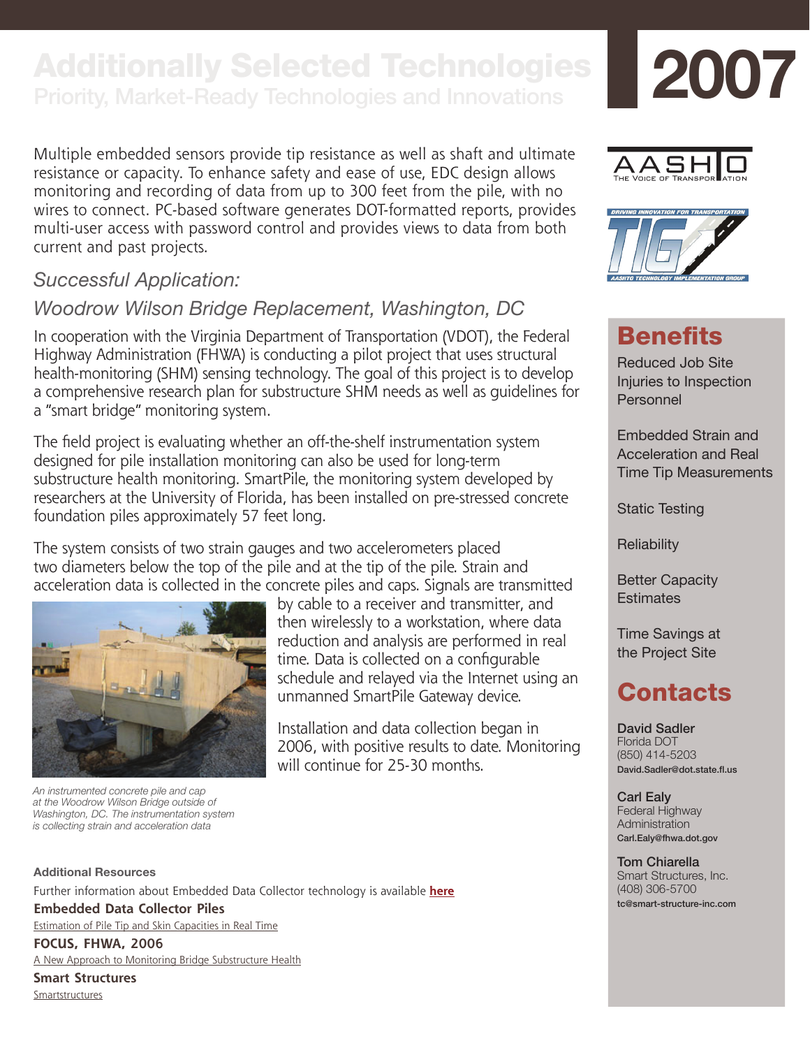# Additionally Selected Technologies

Priority, Market-Ready Technologies and Innovations

2007

Multiple embedded sensors provide tip resistance as well as shaft and ultimate resistance or capacity. To enhance safety and ease of use, EDC design allows monitoring and recording of data from up to 300 feet from the pile, with no wires to connect. PC-based software generates DOT-formatted reports, provides multi-user access with password control and provides views to data from both current and past projects.

## *Successful Application:*

## *Woodrow Wilson Bridge Replacement, Washington, DC*

In cooperation with the Virginia Department of Transportation (VDOT), the Federal Highway Administration (FHWA) is conducting a pilot project that uses structural health-monitoring (SHM) sensing technology. The goal of this project is to develop a comprehensive research plan for substructure SHM needs as well as guidelines for a "smart bridge" monitoring system.

The field project is evaluating whether an off-the-shelf instrumentation system designed for pile installation monitoring can also be used for long-term substructure health monitoring. SmartPile, the monitoring system developed by researchers at the University of Florida, has been installed on pre-stressed concrete foundation piles approximately 57 feet long.

The system consists of two strain gauges and two accelerometers placed two diameters below the top of the pile and at the tip of the pile. Strain and acceleration data is collected in the concrete piles and caps. Signals are transmitted by cable to a receiver and transmitter, and then wirelessly to a workstation, where data reduction and analysis are performed in real time. Data is collected on a configurable schedule and relayed via the Internet using an unmanned SmartPile Gateway device.

*An instrumented concrete pile and cap at the Woodrow Wilson Bridge outside of Washington, DC. The instrumentation system is collecting strain and acceleration data*

Installation and data collection began in 2006, with positive results to date. Monitoring will continue for 25-30 months.

**Additional Resources**

Further information about Embedded Data Collector technology is available **here**

**Embedded Data Collector Piles**

Estimation of Pile Tip and Skin Capacities in Real Time

**FOCUS, FHWA, 2006**

A New Approach to Monitoring Bridge Substructure Health

**Smart Structures**

Smartstructures

## Benefits

Reduced Job Site Injuries to Inspection Personnel

Embedded Strain and Acceleration and Real Time Tip Measurements

Static Testing

Reliability

Better Capacity Estimates

Time Savings at the Project Site

## Contacts

**David Sadler**
Florida DOT
(850) 414-5203
David.Sadler@dot.state.fl.us

**Carl Ealy**
Federal Highway Administration
Carl.Ealy@fhwa.dot.gov

**Tom Chiarella**
Smart Structures, Inc.
(408) 306-5700
tc@smart-structure-inc.com